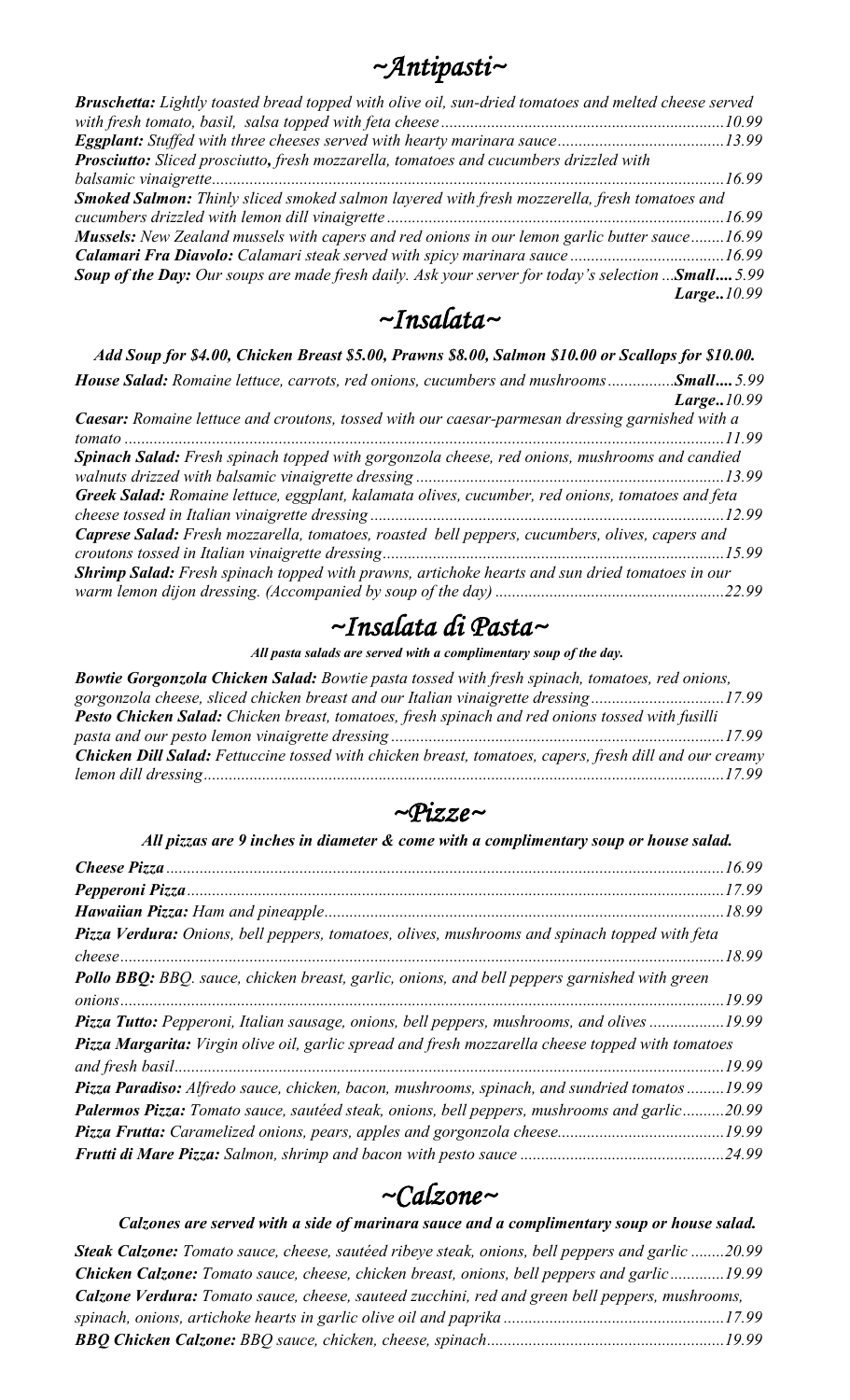# ~Antipasti~

***Bruschetta:*** *Lightly toasted bread topped with olive oil, sun-dried tomatoes and melted cheese served with fresh tomato, basil, salsa topped with feta cheese*....................10.99

***Eggplant:*** *Stuffed with three cheeses served with hearty marinara sauce*....................13.99

***Prosciutto:*** *Sliced prosciutto, fresh mozzarella, tomatoes and cucumbers drizzled with balsamic vinaigrette*....................16.99

***Smoked Salmon:*** *Thinly sliced smoked salmon layered with fresh mozzarella, fresh tomatoes and cucumbers drizzled with lemon dill vinaigrette*....................16.99

***Mussels:*** *New Zealand mussels with capers and red onions in our lemon garlic butter sauce*........16.99

***Calamari Fra Diavolo:*** *Calamari steak served with spicy marinara sauce*....................16.99

***Soup of the Day:*** *Our soups are made fresh daily. Ask your server for today's selection* ...***Small....*** *5.99*
***Large..*** *10.99*

# ~Insalata~

***Add Soup for $4.00, Chicken Breast $5.00, Prawns $8.00, Salmon $10.00 or Scallops for $10.00.***

***House Salad:*** *Romaine lettuce, carrots, red onions, cucumbers and mushrooms*................***Small....*** *5.99*
***Large..*** *10.99*

***Caesar:*** *Romaine lettuce and croutons, tossed with our caesar-parmesan dressing garnished with a tomato*....................11.99

***Spinach Salad:*** *Fresh spinach topped with gorgonzola cheese, red onions, mushrooms and candied walnuts drizzed with balsamic vinaigrette dressing*....................13.99

***Greek Salad:*** *Romaine lettuce, eggplant, kalamata olives, cucumber, red onions, tomatoes and feta cheese tossed in Italian vinaigrette dressing*....................12.99

***Caprese Salad:*** *Fresh mozzarella, tomatoes, roasted bell peppers, cucumbers, olives, capers and croutons tossed in Italian vinaigrette dressing*....................15.99

***Shrimp Salad:*** *Fresh spinach topped with prawns, artichoke hearts and sun dried tomatoes in our warm lemon dijon dressing. (Accompanied by soup of the day)*....................22.99

# ~Insalata di Pasta~

***All pasta salads are served with a complimentary soup of the day.***

***Bowtie Gorgonzola Chicken Salad:*** *Bowtie pasta tossed with fresh spinach, tomatoes, red onions, gorgonzola cheese, sliced chicken breast and our Italian vinaigrette dressing*....................17.99

***Pesto Chicken Salad:*** *Chicken breast, tomatoes, fresh spinach and red onions tossed with fusilli pasta and our pesto lemon vinaigrette dressing*....................17.99

***Chicken Dill Salad:*** *Fettuccine tossed with chicken breast, tomatoes, capers, fresh dill and our creamy lemon dill dressing*....................17.99

# ~Pizze~

***All pizzas are 9 inches in diameter & come with a complimentary soup or house salad.***

***Cheese Pizza***....................16.99

***Pepperoni Pizza***....................17.99

***Hawaiian Pizza:*** *Ham and pineapple*....................18.99

***Pizza Verdura:*** *Onions, bell peppers, tomatoes, olives, mushrooms and spinach topped with feta cheese*....................18.99

***Pollo BBQ:*** *BBQ. sauce, chicken breast, garlic, onions, and bell peppers garnished with green onions*....................19.99

***Pizza Tutto:*** *Pepperoni, Italian sausage, onions, bell peppers, mushrooms, and olives*....................19.99

***Pizza Margarita:*** *Virgin olive oil, garlic spread and fresh mozzarella cheese topped with tomatoes and fresh basil*....................19.99

***Pizza Paradiso:*** *Alfredo sauce, chicken, bacon, mushrooms, spinach, and sundried tomatos*....................19.99

***Palermos Pizza:*** *Tomato sauce, sautéed steak, onions, bell peppers, mushrooms and garlic*....................20.99

***Pizza Frutta:*** *Caramelized onions, pears, apples and gorgonzola cheese*....................19.99

***Frutti di Mare Pizza:*** *Salmon, shrimp and bacon with pesto sauce*....................24.99

# ~Calzone~

***Calzones are served with a side of marinara sauce and a complimentary soup or house salad.***

***Steak Calzone:*** *Tomato sauce, cheese, sautéed ribeye steak, onions, bell peppers and garlic*....................20.99

***Chicken Calzone:*** *Tomato sauce, cheese, chicken breast, onions, bell peppers and garlic*....................19.99

***Calzone Verdura:*** *Tomato sauce, cheese, sauteed zucchini, red and green bell peppers, mushrooms, spinach, onions, artichoke hearts in garlic olive oil and paprika*....................17.99

***BBQ Chicken Calzone:*** *BBQ sauce, chicken, cheese, spinach*....................19.99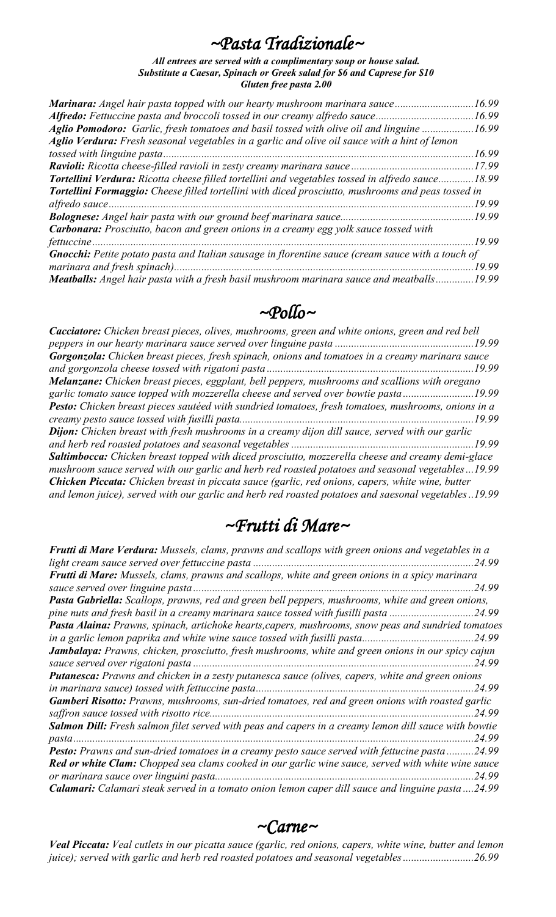# ~Pasta Tradizionale~

***All entrees are served with a complimentary soup or house salad.***
***Substitute a Caesar, Spinach or Greek salad for $6 and Caprese for $10***
***Gluten free pasta 2.00***

***Marinara:*** *Angel hair pasta topped with our hearty mushroom marinara sauce*.............................*16.99*

***Alfredo:*** *Fettuccine pasta and broccoli tossed in our creamy alfredo sauce*....................................*16.99*

***Aglio Pomodoro:*** *Garlic, fresh tomatoes and basil tossed with olive oil and linguine* ...................*16.99*

***Aglio Verdura:*** *Fresh seasonal vegetables in a garlic and olive oil sauce with a hint of lemon tossed with linguine pasta*.................................................................................................................*16.99*

***Ravioli:*** *Ricotta cheese-filled ravioli in zesty creamy marinara sauce* ............................................*17.99*

***Tortellini Verdura:*** *Ricotta cheese filled tortellini and vegetables tossed in alfredo sauce*.............*18.99*

***Tortellini Formaggio:*** *Cheese filled tortellini with diced prosciutto, mushrooms and peas tossed in alfredo sauce*.....................................................................................................................................*19.99*

***Bolognese:*** *Angel hair pasta with our ground beef marinara sauce*.................................................*19.99*

***Carbonara:*** *Prosciutto, bacon and green onions in a creamy egg yolk sauce tossed with fettuccine*...........................................................................................................................................*19.99*

***Gnocchi:*** *Petite potato pasta and Italian sausage in florentine sauce (cream sauce with a touch of marinara and fresh spinach)*.............................................................................................................*19.99*

***Meatballs:*** *Angel hair pasta with a fresh basil mushroom marinara sauce and meatballs*..............*19.99*

# ~Pollo~

***Cacciatore:*** *Chicken breast pieces, olives, mushrooms, green and white onions, green and red bell peppers in our hearty marinara sauce served over linguine pasta* ...................................................*19.99*

***Gorgonzola:*** *Chicken breast pieces, fresh spinach, onions and tomatoes in a creamy marinara sauce and gorgonzola cheese tossed with rigatoni pasta* ..........................................................................*19.99*

***Melanzane:*** *Chicken breast pieces, eggplant, bell peppers, mushrooms and scallions with oregano garlic tomato sauce topped with mozzerella cheese and served over bowtie pasta* ..........................*19.99*

***Pesto:*** *Chicken breast pieces sautéed with sundried tomatoes, fresh tomatoes, mushrooms, onions in a creamy pesto sauce tossed with fusilli pasta*.....................................................................................*19.99*

***Dijon:*** *Chicken breast with fresh mushrooms in a creamy dijon dill sauce, served with our garlic and herb red roasted potatoes and seasonal vegetables* ..................................................................*19.99*

***Saltimbocca:*** *Chicken breast topped with diced prosciutto, mozzerella cheese and creamy demi-glace mushroom sauce served with our garlic and herb red roasted potatoes and seasonal vegetables*...*19.99*

***Chicken Piccata:*** *Chicken breast in piccata sauce (garlic, red onions, capers, white wine, butter and lemon juice), served with our garlic and herb red roasted potatoes and saesonal vegetables*..*19.99*

# ~Frutti di Mare~

***Frutti di Mare Verdura:*** *Mussels, clams, prawns and scallops with green onions and vegetables in a light cream sauce served over fettuccine pasta* .................................................................................*24.99*

***Frutti di Mare:*** *Mussels, clams, prawns and scallops, white and green onions in a spicy marinara sauce served over linguine pasta*.......................................................................................................*24.99*

***Pasta Gabriella:*** *Scallops, prawns, red and green bell peppers, mushrooms, white and green onions, pine nuts and fresh basil in a creamy marinara sauce tossed with fusilli pasta* ..............................*24.99*

***Pasta Alaina:*** *Prawns, spinach, artichoke hearts,capers, mushrooms, snow peas and sundried tomatoes in a garlic lemon paprika and white wine sauce tossed with fusilli pasta*.........................................*24.99*

***Jambalaya:*** *Prawns, chicken, prosciutto, fresh mushrooms, white and green onions in our spicy cajun sauce served over rigatoni pasta* .......................................................................................................*24.99*

***Putanesca:*** *Prawns and chicken in a zesty putanesca sauce (olives, capers, white and green onions in marinara sauce) tossed with fettuccine pasta*................................................................................*24.99*

***Gamberi Risotto:*** *Prawns, mushrooms, sun-dried tomatoes, red and green onions with roasted garlic saffron sauce tossed with risotto rice*.................................................................................................*24.99*

***Salmon Dill:*** *Fresh salmon filet served with peas and capers in a creamy lemon dill sauce with bowtie pasta*..................................................................................................................................................*24.99*

***Pesto:*** *Prawns and sun-dried tomatoes in a creamy pesto sauce served with fettucine pasta* ..........*24.99*

***Red or white Clam:*** *Chopped sea clams cooked in our garlic wine sauce, served with white wine sauce or marinara sauce over linguini pasta*...............................................................................................*24.99*

***Calamari:*** *Calamari steak served in a tomato onion lemon caper dill sauce and linguine pasta* ....*24.99*

# ~Carne~

***Veal Piccata:*** *Veal cutlets in our picatta sauce (garlic, red onions, capers, white wine, butter and lemon juice); served with garlic and herb red roasted potatoes and seasonal vegetables*..........................*26.99*